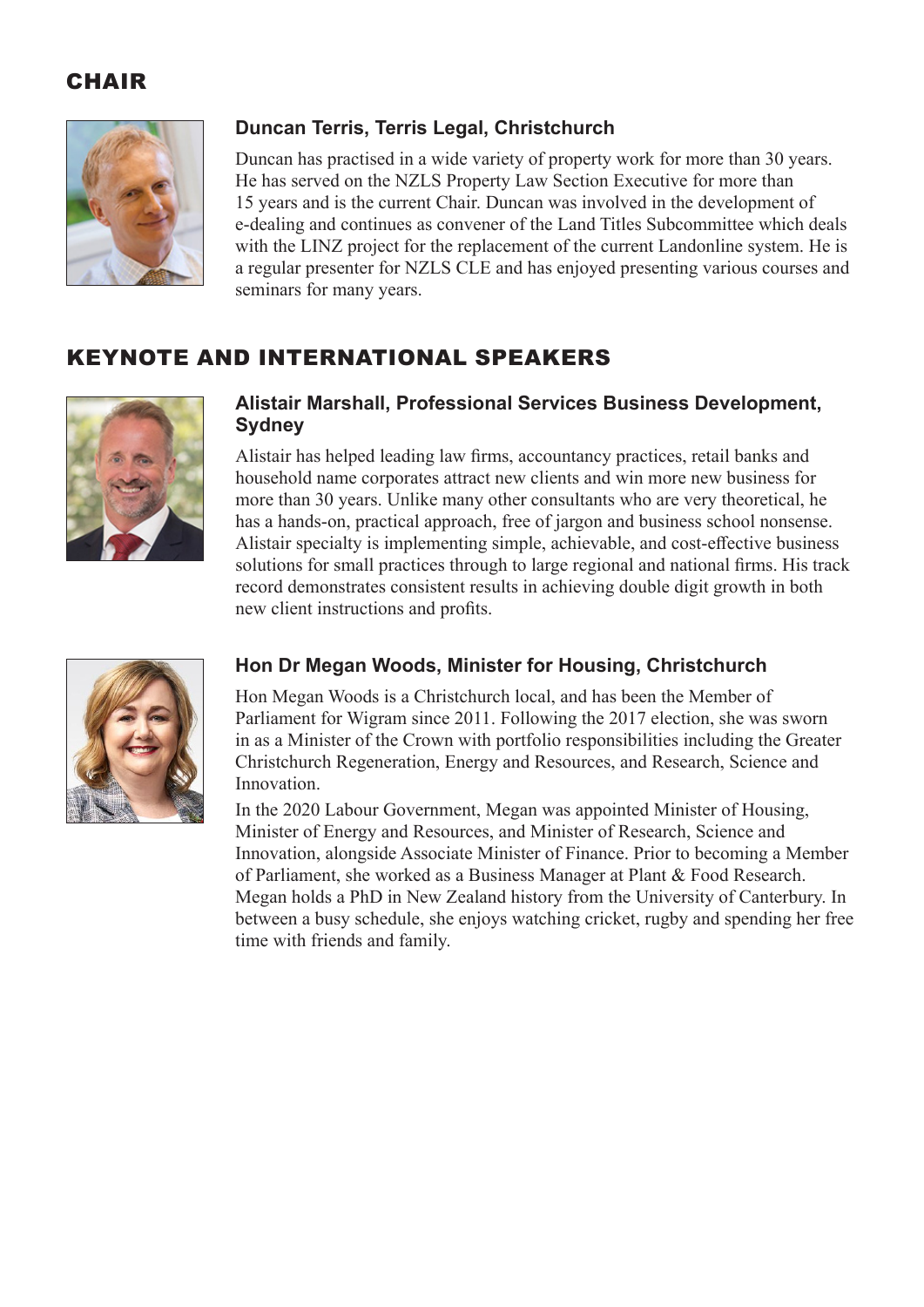## CHAIR

### Duncan Terris, Terris Legal, Christchurch

Duncan has practised in a wide variety of property work for more than 30 years. He has served on the NZLS Property Law Section Executive for more than 15 years and is the current Chair. Duncan was involved in the development of e-dealing and continues as convener of the Land Titles Subcommittee which deals with the LINZ project for the replacement of the current Landonline system. He is a regular presenter for NZLS CLE and has enjoyed presenting various courses and seminars for many years.

## KEYNOTE AND INTERNATIONAL SPEAKERS

### Alistair Marshall, Professional Services Business Development, Sydney

Alistair has helped leading law firms, accountancy practices, retail banks and household name corporates attract new clients and win more new business for more than 30 years. Unlike many other consultants who are very theoretical, he has a hands-on, practical approach, free of jargon and business school nonsense. Alistair specialty is implementing simple, achievable, and cost-effective business solutions for small practices through to large regional and national firms. His track record demonstrates consistent results in achieving double digit growth in both new client instructions and profits.

### Hon Dr Megan Woods, Minister for Housing, Christchurch

Hon Megan Woods is a Christchurch local, and has been the Member of Parliament for Wigram since 2011. Following the 2017 election, she was sworn in as a Minister of the Crown with portfolio responsibilities including the Greater Christchurch Regeneration, Energy and Resources, and Research, Science and Innovation.

In the 2020 Labour Government, Megan was appointed Minister of Housing, Minister of Energy and Resources, and Minister of Research, Science and Innovation, alongside Associate Minister of Finance. Prior to becoming a Member of Parliament, she worked as a Business Manager at Plant & Food Research. Megan holds a PhD in New Zealand history from the University of Canterbury. In between a busy schedule, she enjoys watching cricket, rugby and spending her free time with friends and family.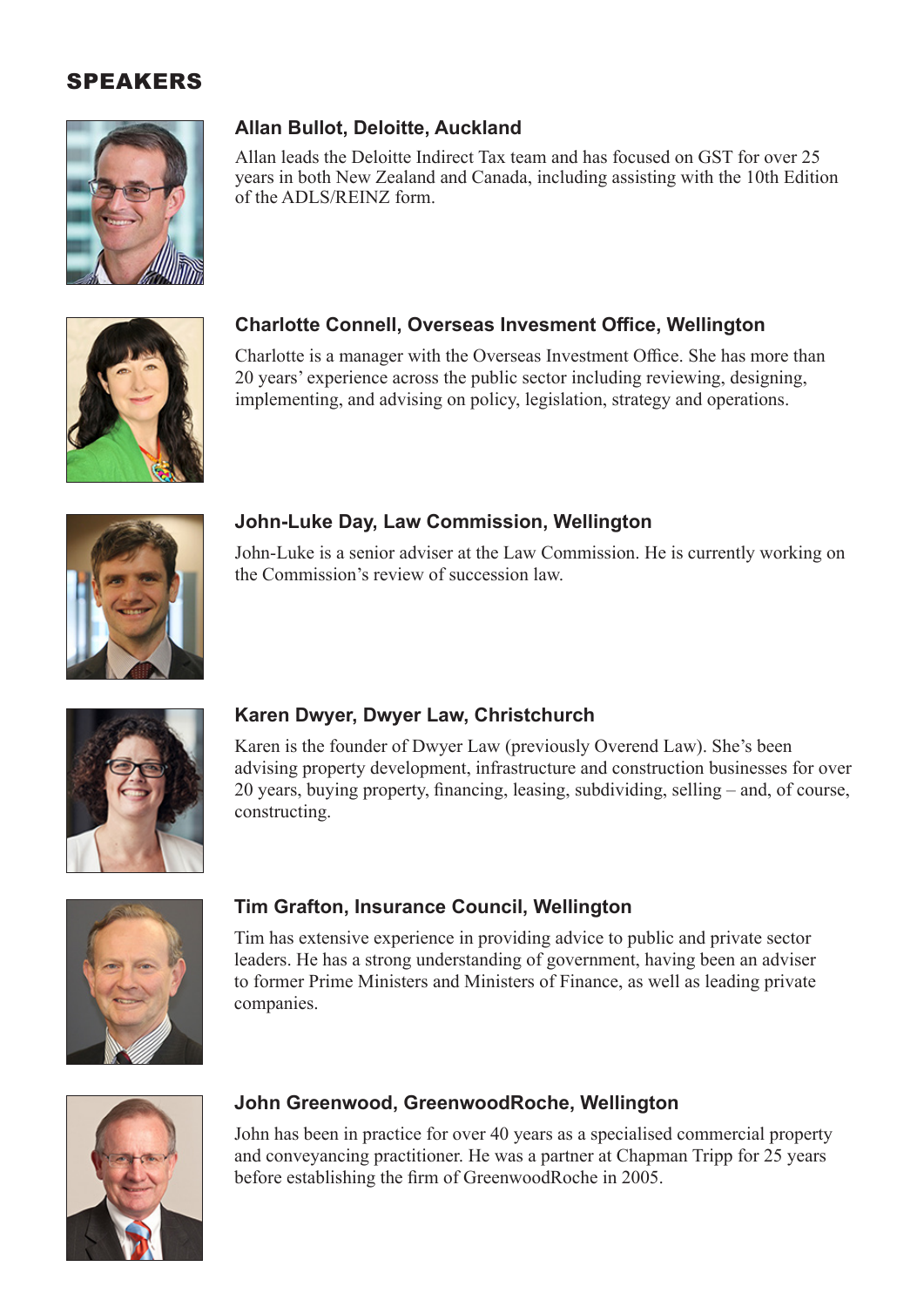## SPEAKERS

### Allan Bullot, Deloitte, Auckland

Allan leads the Deloitte Indirect Tax team and has focused on GST for over 25 years in both New Zealand and Canada, including assisting with the 10th Edition of the ADLS/REINZ form.

### Charlotte Connell, Overseas Invesment Office, Wellington

Charlotte is a manager with the Overseas Investment Office. She has more than 20 years' experience across the public sector including reviewing, designing, implementing, and advising on policy, legislation, strategy and operations.

### John-Luke Day, Law Commission, Wellington

John-Luke is a senior adviser at the Law Commission. He is currently working on the Commission's review of succession law.

### Karen Dwyer, Dwyer Law, Christchurch

Karen is the founder of Dwyer Law (previously Overend Law). She's been advising property development, infrastructure and construction businesses for over 20 years, buying property, financing, leasing, subdividing, selling – and, of course, constructing.

### Tim Grafton, Insurance Council, Wellington

Tim has extensive experience in providing advice to public and private sector leaders. He has a strong understanding of government, having been an adviser to former Prime Ministers and Ministers of Finance, as well as leading private companies.

### John Greenwood, GreenwoodRoche, Wellington

John has been in practice for over 40 years as a specialised commercial property and conveyancing practitioner. He was a partner at Chapman Tripp for 25 years before establishing the firm of GreenwoodRoche in 2005.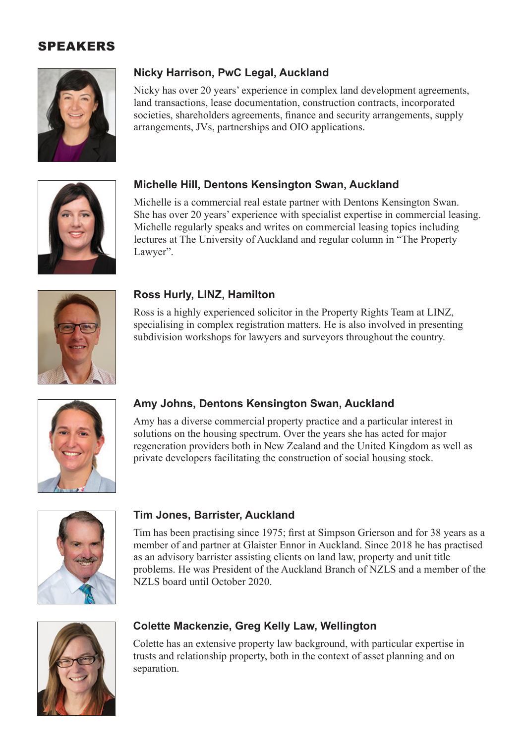## SPEAKERS

### Nicky Harrison, PwC Legal, Auckland

Nicky has over 20 years' experience in complex land development agreements, land transactions, lease documentation, construction contracts, incorporated societies, shareholders agreements, finance and security arrangements, supply arrangements, JVs, partnerships and OIO applications.

### Michelle Hill, Dentons Kensington Swan, Auckland

Michelle is a commercial real estate partner with Dentons Kensington Swan. She has over 20 years' experience with specialist expertise in commercial leasing. Michelle regularly speaks and writes on commercial leasing topics including lectures at The University of Auckland and regular column in "The Property Lawyer".

### Ross Hurly, LINZ, Hamilton

Ross is a highly experienced solicitor in the Property Rights Team at LINZ, specialising in complex registration matters. He is also involved in presenting subdivision workshops for lawyers and surveyors throughout the country.

### Amy Johns, Dentons Kensington Swan, Auckland

Amy has a diverse commercial property practice and a particular interest in solutions on the housing spectrum. Over the years she has acted for major regeneration providers both in New Zealand and the United Kingdom as well as private developers facilitating the construction of social housing stock.

### Tim Jones, Barrister, Auckland

Tim has been practising since 1975; first at Simpson Grierson and for 38 years as a member of and partner at Glaister Ennor in Auckland. Since 2018 he has practised as an advisory barrister assisting clients on land law, property and unit title problems. He was President of the Auckland Branch of NZLS and a member of the NZLS board until October 2020.

### Colette Mackenzie, Greg Kelly Law, Wellington

Colette has an extensive property law background, with particular expertise in trusts and relationship property, both in the context of asset planning and on separation.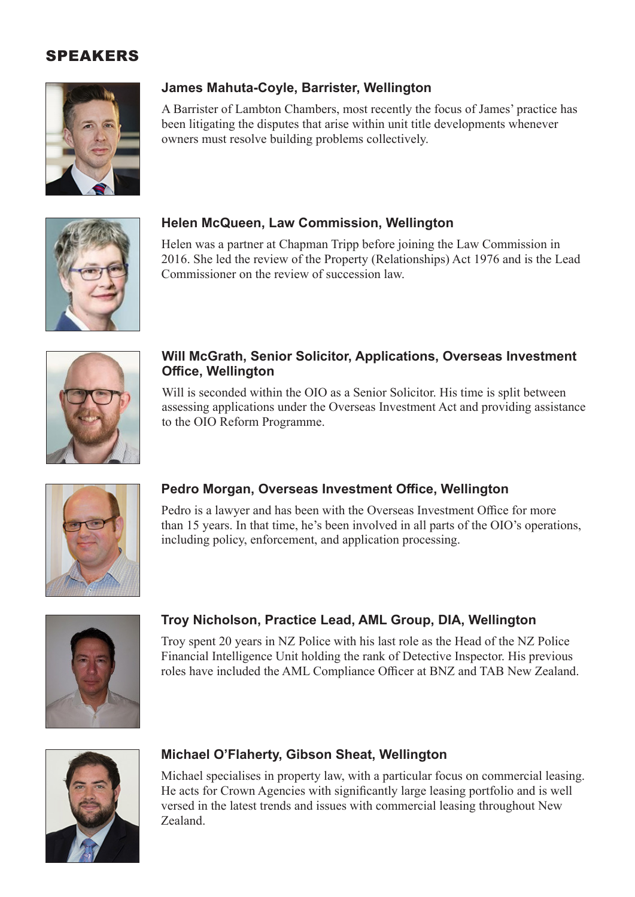## SPEAKERS

### James Mahuta-Coyle, Barrister, Wellington

A Barrister of Lambton Chambers, most recently the focus of James' practice has been litigating the disputes that arise within unit title developments whenever owners must resolve building problems collectively.

### Helen McQueen, Law Commission, Wellington

Helen was a partner at Chapman Tripp before joining the Law Commission in 2016. She led the review of the Property (Relationships) Act 1976 and is the Lead Commissioner on the review of succession law.

### Will McGrath, Senior Solicitor, Applications, Overseas Investment Office, Wellington

Will is seconded within the OIO as a Senior Solicitor. His time is split between assessing applications under the Overseas Investment Act and providing assistance to the OIO Reform Programme.

### Pedro Morgan, Overseas Investment Office, Wellington

Pedro is a lawyer and has been with the Overseas Investment Office for more than 15 years. In that time, he's been involved in all parts of the OIO's operations, including policy, enforcement, and application processing.

### Troy Nicholson, Practice Lead, AML Group, DIA, Wellington

Troy spent 20 years in NZ Police with his last role as the Head of the NZ Police Financial Intelligence Unit holding the rank of Detective Inspector. His previous roles have included the AML Compliance Officer at BNZ and TAB New Zealand.

### Michael O'Flaherty, Gibson Sheat, Wellington

Michael specialises in property law, with a particular focus on commercial leasing. He acts for Crown Agencies with significantly large leasing portfolio and is well versed in the latest trends and issues with commercial leasing throughout New Zealand.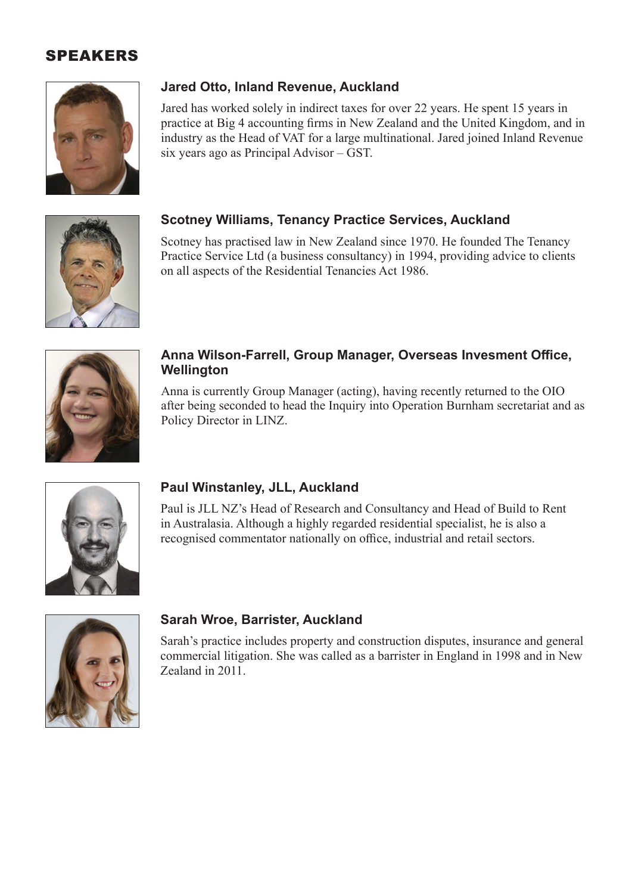## SPEAKERS

### Jared Otto, Inland Revenue, Auckland

Jared has worked solely in indirect taxes for over 22 years. He spent 15 years in practice at Big 4 accounting firms in New Zealand and the United Kingdom, and in industry as the Head of VAT for a large multinational. Jared joined Inland Revenue six years ago as Principal Advisor – GST.

### Scotney Williams, Tenancy Practice Services, Auckland

Scotney has practised law in New Zealand since 1970. He founded The Tenancy Practice Service Ltd (a business consultancy) in 1994, providing advice to clients on all aspects of the Residential Tenancies Act 1986.

### Anna Wilson-Farrell, Group Manager, Overseas Invesment Office, Wellington

Anna is currently Group Manager (acting), having recently returned to the OIO after being seconded to head the Inquiry into Operation Burnham secretariat and as Policy Director in LINZ.

### Paul Winstanley, JLL, Auckland

Paul is JLL NZ's Head of Research and Consultancy and Head of Build to Rent in Australasia. Although a highly regarded residential specialist, he is also a recognised commentator nationally on office, industrial and retail sectors.

### Sarah Wroe, Barrister, Auckland

Sarah's practice includes property and construction disputes, insurance and general commercial litigation. She was called as a barrister in England in 1998 and in New Zealand in 2011.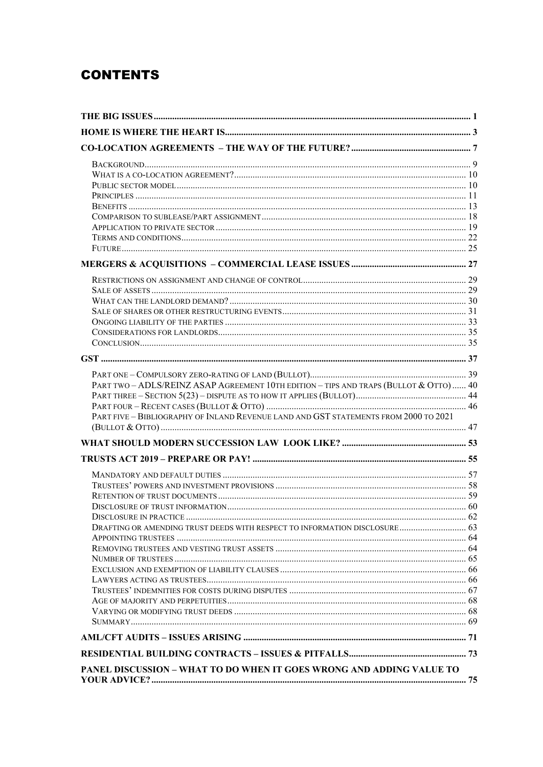# CONTENTS

| | |
|---|---|
| **THE BIG ISSUES** | **1** |
| **HOME IS WHERE THE HEART IS** | **3** |
| **CO-LOCATION AGREEMENTS – THE WAY OF THE FUTURE?** | **7** |
| BACKGROUND | 9 |
| WHAT IS A CO-LOCATION AGREEMENT? | 10 |
| PUBLIC SECTOR MODEL | 10 |
| PRINCIPLES | 11 |
| BENEFITS | 13 |
| COMPARISON TO SUBLEASE/PART ASSIGNMENT | 18 |
| APPLICATION TO PRIVATE SECTOR | 19 |
| TERMS AND CONDITIONS | 22 |
| FUTURE | 25 |
| **MERGERS & ACQUISITIONS – COMMERCIAL LEASE ISSUES** | **27** |
| RESTRICTIONS ON ASSIGNMENT AND CHANGE OF CONTROL | 29 |
| SALE OF ASSETS | 29 |
| WHAT CAN THE LANDLORD DEMAND? | 30 |
| SALE OF SHARES OR OTHER RESTRUCTURING EVENTS | 31 |
| ONGOING LIABILITY OF THE PARTIES | 33 |
| CONSIDERATIONS FOR LANDLORDS | 35 |
| CONCLUSION | 35 |
| **GST** | **37** |
| PART ONE – COMPULSORY ZERO-RATING OF LAND (BULLOT) | 39 |
| PART TWO – ADLS/REINZ ASAP AGREEMENT 10TH EDITION – TIPS AND TRAPS (BULLOT & OTTO) | 40 |
| PART THREE – SECTION 5(23) – DISPUTE AS TO HOW IT APPLIES (BULLOT) | 44 |
| PART FOUR – RECENT CASES (BULLOT & OTTO) | 46 |
| PART FIVE – BIBLIOGRAPHY OF INLAND REVENUE LAND AND GST STATEMENTS FROM 2000 TO 2021 (BULLOT & OTTO) | 47 |
| **WHAT SHOULD MODERN SUCCESSION LAW LOOK LIKE?** | **53** |
| **TRUSTS ACT 2019 – PREPARE OR PAY!** | **55** |
| MANDATORY AND DEFAULT DUTIES | 57 |
| TRUSTEES' POWERS AND INVESTMENT PROVISIONS | 58 |
| RETENTION OF TRUST DOCUMENTS | 59 |
| DISCLOSURE OF TRUST INFORMATION | 60 |
| DISCLOSURE IN PRACTICE | 62 |
| DRAFTING OR AMENDING TRUST DEEDS WITH RESPECT TO INFORMATION DISCLOSURE | 63 |
| APPOINTING TRUSTEES | 64 |
| REMOVING TRUSTEES AND VESTING TRUST ASSETS | 64 |
| NUMBER OF TRUSTEES | 65 |
| EXCLUSION AND EXEMPTION OF LIABILITY CLAUSES | 66 |
| LAWYERS ACTING AS TRUSTEES | 66 |
| TRUSTEES' INDEMNITIES FOR COSTS DURING DISPUTES | 67 |
| AGE OF MAJORITY AND PERPETUITIES | 68 |
| VARYING OR MODIFYING TRUST DEEDS | 68 |
| SUMMARY | 69 |
| **AML/CFT AUDITS – ISSUES ARISING** | **71** |
| **RESIDENTIAL BUILDING CONTRACTS – ISSUES & PITFALLS** | **73** |
| **PANEL DISCUSSION – WHAT TO DO WHEN IT GOES WRONG AND ADDING VALUE TO YOUR ADVICE?** | **75** |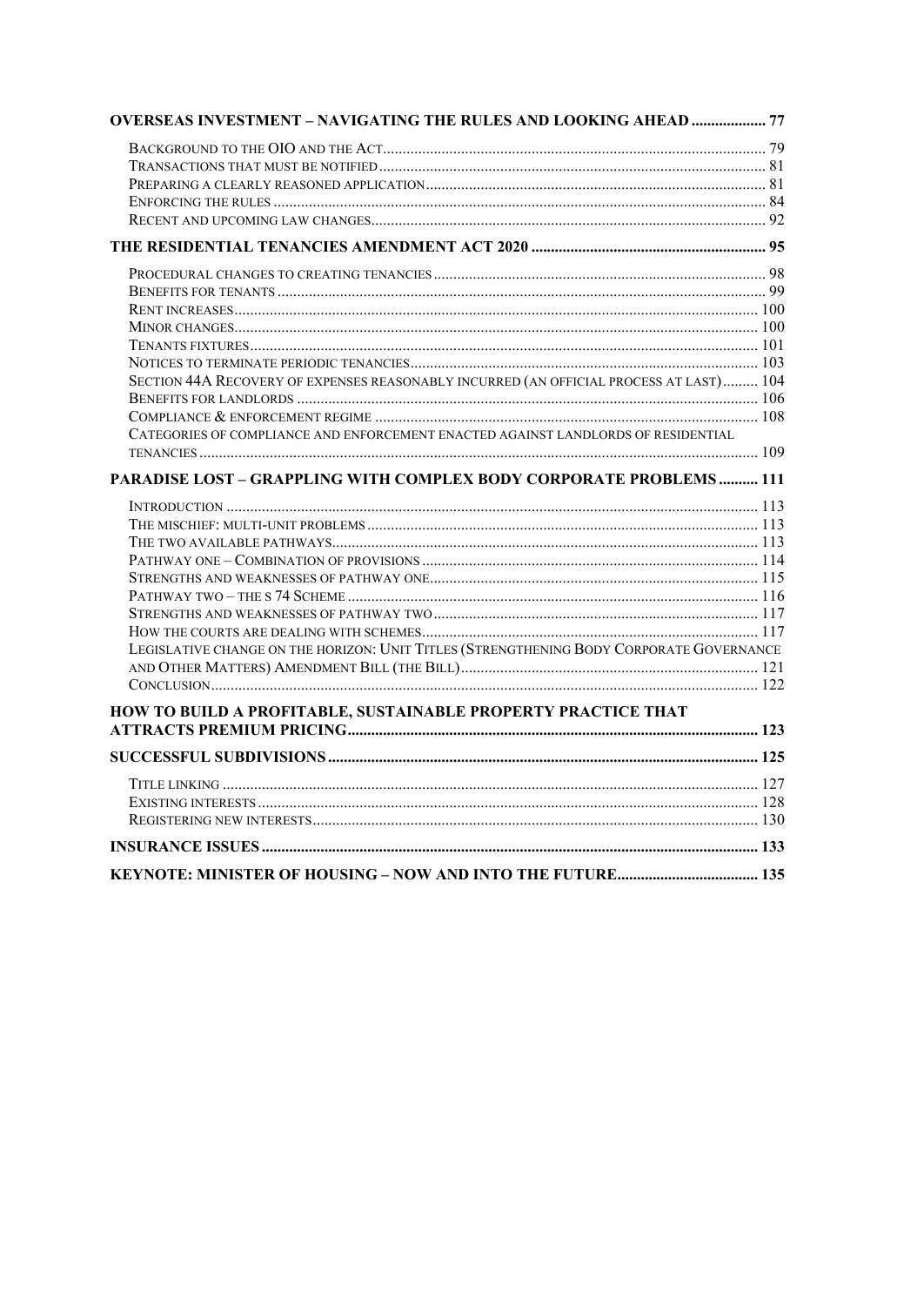**OVERSEAS INVESTMENT – NAVIGATING THE RULES AND LOOKING AHEAD .................. 77**

- BACKGROUND TO THE OIO AND THE ACT ................................................................ 79
- TRANSACTIONS THAT MUST BE NOTIFIED ................................................................ 81
- PREPARING A CLEARLY REASONED APPLICATION ................................................................ 81
- ENFORCING THE RULES ................................................................ 84
- RECENT AND UPCOMING LAW CHANGES ................................................................ 92

**THE RESIDENTIAL TENANCIES AMENDMENT ACT 2020 ................................................................ 95**

- PROCEDURAL CHANGES TO CREATING TENANCIES ................................................................ 98
- BENEFITS FOR TENANTS ................................................................ 99
- RENT INCREASES ................................................................ 100
- MINOR CHANGES ................................................................ 100
- TENANTS FIXTURES ................................................................ 101
- NOTICES TO TERMINATE PERIODIC TENANCIES ................................................................ 103
- SECTION 44A RECOVERY OF EXPENSES REASONABLY INCURRED (AN OFFICIAL PROCESS AT LAST) ......... 104
- BENEFITS FOR LANDLORDS ................................................................ 106
- COMPLIANCE & ENFORCEMENT REGIME ................................................................ 108
- CATEGORIES OF COMPLIANCE AND ENFORCEMENT ENACTED AGAINST LANDLORDS OF RESIDENTIAL TENANCIES ................................................................ 109

**PARADISE LOST – GRAPPLING WITH COMPLEX BODY CORPORATE PROBLEMS .......... 111**

- INTRODUCTION ................................................................ 113
- THE MISCHIEF: MULTI-UNIT PROBLEMS ................................................................ 113
- THE TWO AVAILABLE PATHWAYS ................................................................ 113
- PATHWAY ONE – COMBINATION OF PROVISIONS ................................................................ 114
- STRENGTHS AND WEAKNESSES OF PATHWAY ONE ................................................................ 115
- PATHWAY TWO – THE S 74 SCHEME ................................................................ 116
- STRENGTHS AND WEAKNESSES OF PATHWAY TWO ................................................................ 117
- HOW THE COURTS ARE DEALING WITH SCHEMES ................................................................ 117
- LEGISLATIVE CHANGE ON THE HORIZON: UNIT TITLES (STRENGTHENING BODY CORPORATE GOVERNANCE AND OTHER MATTERS) AMENDMENT BILL (THE BILL) ................................................................ 121
- CONCLUSION ................................................................ 122

**HOW TO BUILD A PROFITABLE, SUSTAINABLE PROPERTY PRACTICE THAT ATTRACTS PREMIUM PRICING ................................................................ 123**

**SUCCESSFUL SUBDIVISIONS ................................................................ 125**

- TITLE LINKING ................................................................ 127
- EXISTING INTERESTS ................................................................ 128
- REGISTERING NEW INTERESTS ................................................................ 130

**INSURANCE ISSUES ................................................................ 133**

**KEYNOTE: MINISTER OF HOUSING – NOW AND INTO THE FUTURE ................................................................ 135**